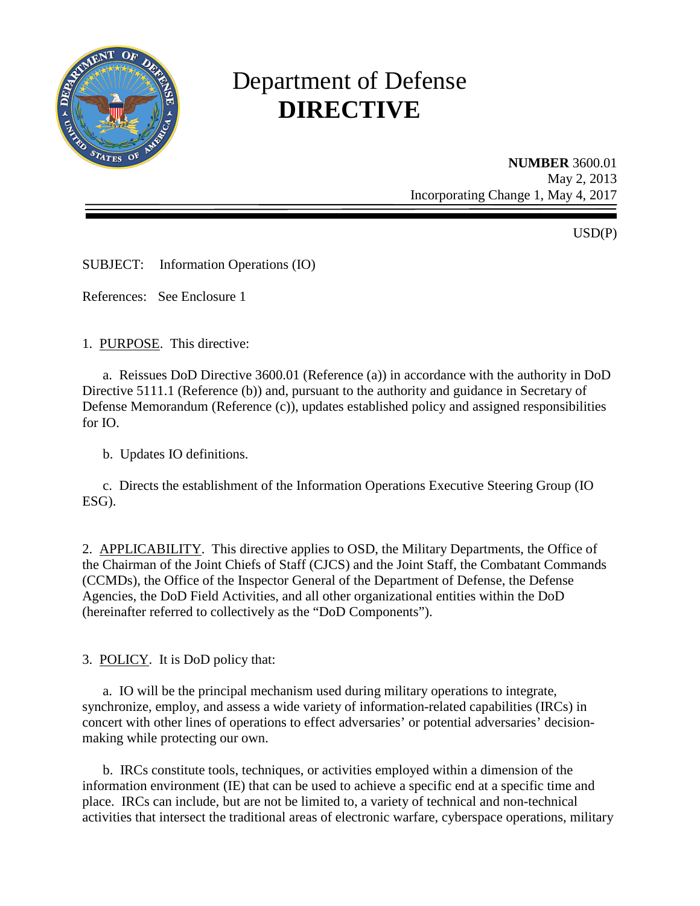# Department of Defense **DIRECTIVE**

**NUMBER** 3600.01
May 2, 2013
Incorporating Change 1, May 4, 2017

USD(P)

SUBJECT: Information Operations (IO)

References: See Enclosure 1

1. PURPOSE. This directive:

a. Reissues DoD Directive 3600.01 (Reference (a)) in accordance with the authority in DoD Directive 5111.1 (Reference (b)) and, pursuant to the authority and guidance in Secretary of Defense Memorandum (Reference (c)), updates established policy and assigned responsibilities for IO.

b. Updates IO definitions.

c. Directs the establishment of the Information Operations Executive Steering Group (IO ESG).

2. APPLICABILITY. This directive applies to OSD, the Military Departments, the Office of the Chairman of the Joint Chiefs of Staff (CJCS) and the Joint Staff, the Combatant Commands (CCMDs), the Office of the Inspector General of the Department of Defense, the Defense Agencies, the DoD Field Activities, and all other organizational entities within the DoD (hereinafter referred to collectively as the "DoD Components").

3. POLICY. It is DoD policy that:

a. IO will be the principal mechanism used during military operations to integrate, synchronize, employ, and assess a wide variety of information-related capabilities (IRCs) in concert with other lines of operations to effect adversaries' or potential adversaries' decision-making while protecting our own.

b. IRCs constitute tools, techniques, or activities employed within a dimension of the information environment (IE) that can be used to achieve a specific end at a specific time and place. IRCs can include, but are not be limited to, a variety of technical and non-technical activities that intersect the traditional areas of electronic warfare, cyberspace operations, military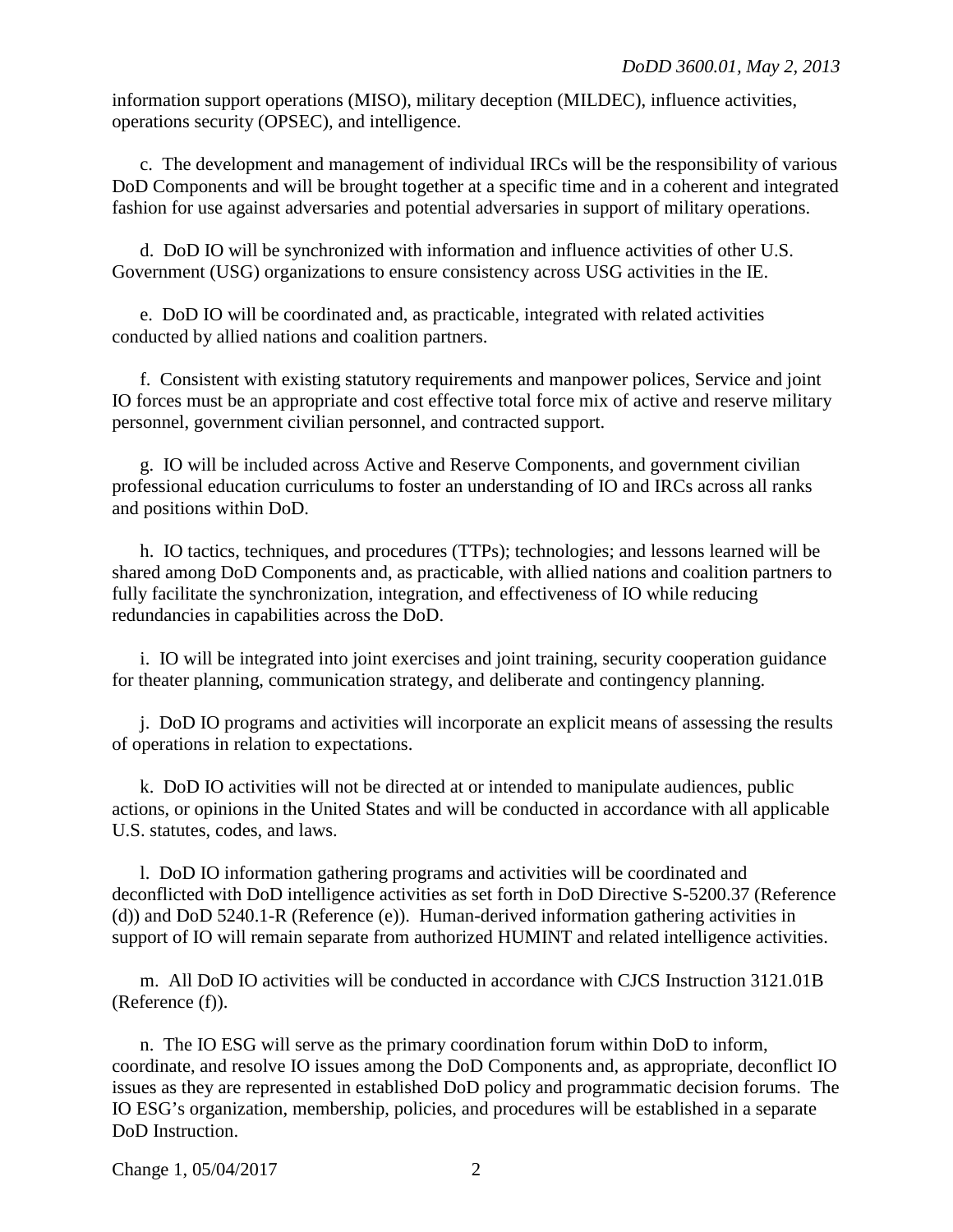information support operations (MISO), military deception (MILDEC), influence activities, operations security (OPSEC), and intelligence.

c. The development and management of individual IRCs will be the responsibility of various DoD Components and will be brought together at a specific time and in a coherent and integrated fashion for use against adversaries and potential adversaries in support of military operations.

d. DoD IO will be synchronized with information and influence activities of other U.S. Government (USG) organizations to ensure consistency across USG activities in the IE.

e. DoD IO will be coordinated and, as practicable, integrated with related activities conducted by allied nations and coalition partners.

f. Consistent with existing statutory requirements and manpower polices, Service and joint IO forces must be an appropriate and cost effective total force mix of active and reserve military personnel, government civilian personnel, and contracted support.

g. IO will be included across Active and Reserve Components, and government civilian professional education curriculums to foster an understanding of IO and IRCs across all ranks and positions within DoD.

h. IO tactics, techniques, and procedures (TTPs); technologies; and lessons learned will be shared among DoD Components and, as practicable, with allied nations and coalition partners to fully facilitate the synchronization, integration, and effectiveness of IO while reducing redundancies in capabilities across the DoD.

i. IO will be integrated into joint exercises and joint training, security cooperation guidance for theater planning, communication strategy, and deliberate and contingency planning.

j. DoD IO programs and activities will incorporate an explicit means of assessing the results of operations in relation to expectations.

k. DoD IO activities will not be directed at or intended to manipulate audiences, public actions, or opinions in the United States and will be conducted in accordance with all applicable U.S. statutes, codes, and laws.

l. DoD IO information gathering programs and activities will be coordinated and deconflicted with DoD intelligence activities as set forth in DoD Directive S-5200.37 (Reference (d)) and DoD 5240.1-R (Reference (e)). Human-derived information gathering activities in support of IO will remain separate from authorized HUMINT and related intelligence activities.

m. All DoD IO activities will be conducted in accordance with CJCS Instruction 3121.01B (Reference (f)).

n. The IO ESG will serve as the primary coordination forum within DoD to inform, coordinate, and resolve IO issues among the DoD Components and, as appropriate, deconflict IO issues as they are represented in established DoD policy and programmatic decision forums. The IO ESG's organization, membership, policies, and procedures will be established in a separate DoD Instruction.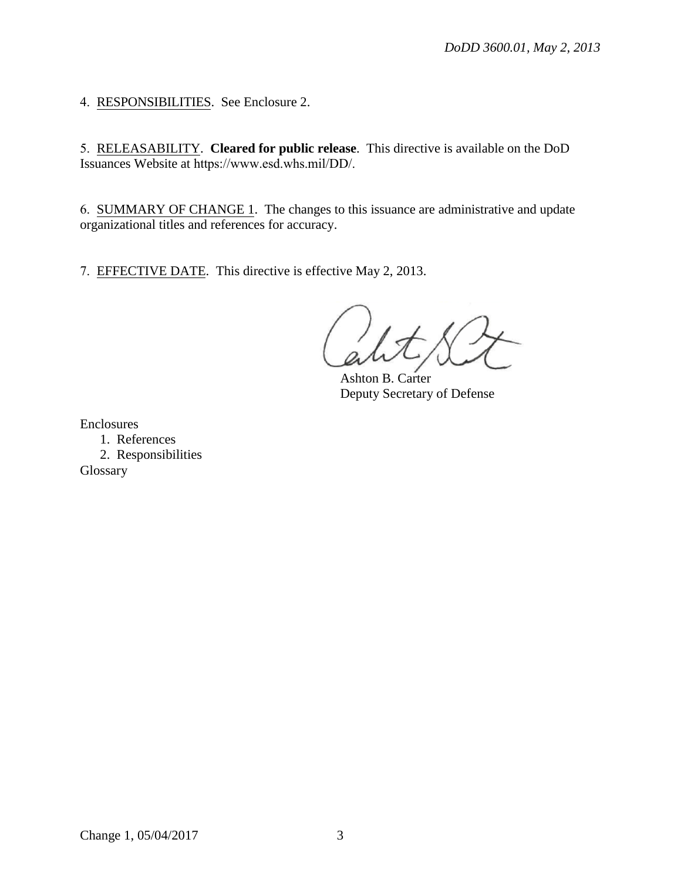4. RESPONSIBILITIES. See Enclosure 2.

5. RELEASABILITY. **Cleared for public release**. This directive is available on the DoD Issuances Website at https://www.esd.whs.mil/DD/.

6. SUMMARY OF CHANGE 1. The changes to this issuance are administrative and update organizational titles and references for accuracy.

7. EFFECTIVE DATE. This directive is effective May 2, 2013.

Ashton B. Carter
Deputy Secretary of Defense

Enclosures
1. References
2. Responsibilities

Glossary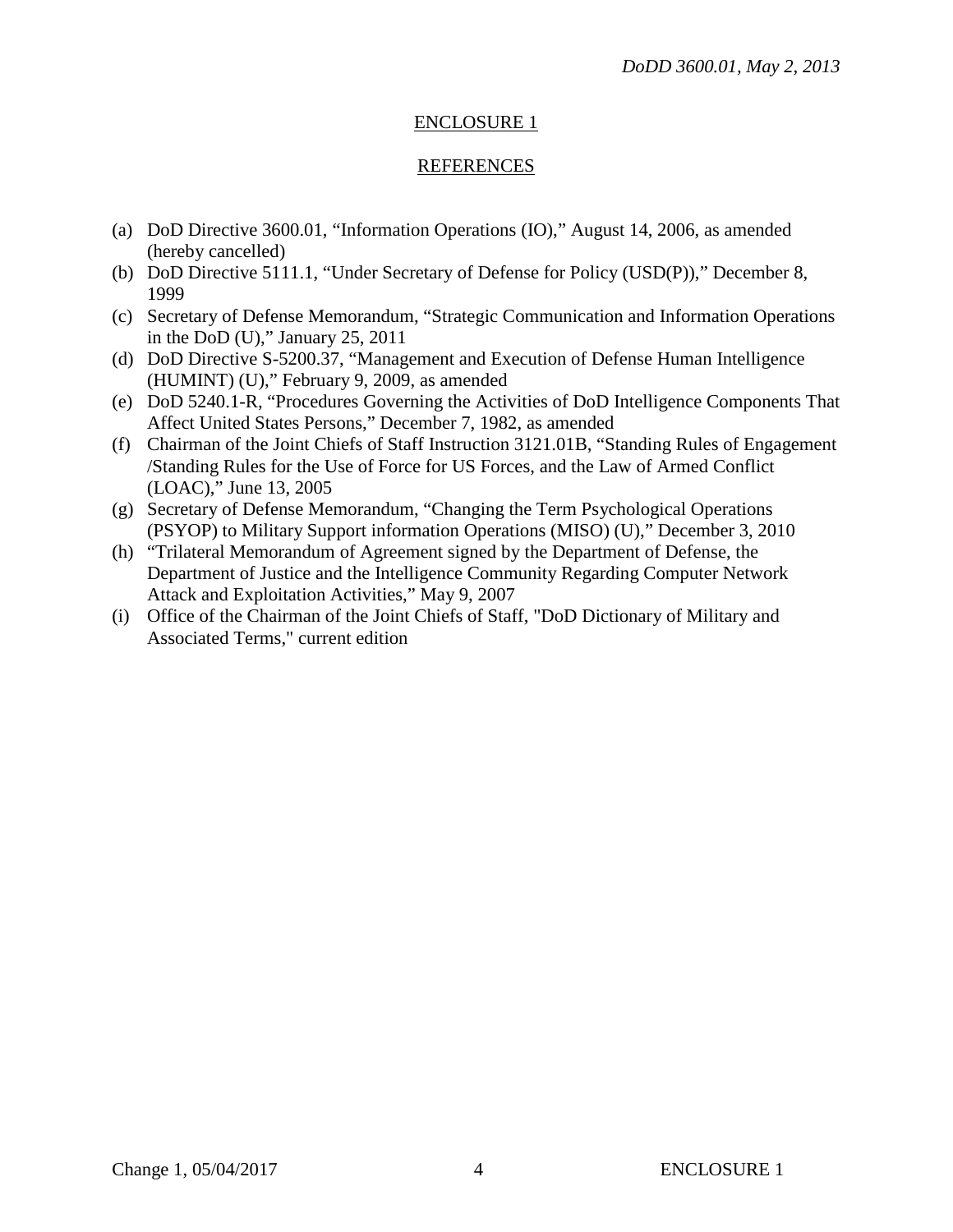## ENCLOSURE 1

## REFERENCES

(a) DoD Directive 3600.01, "Information Operations (IO)," August 14, 2006, as amended (hereby cancelled)

(b) DoD Directive 5111.1, "Under Secretary of Defense for Policy (USD(P))," December 8, 1999

(c) Secretary of Defense Memorandum, "Strategic Communication and Information Operations in the DoD (U)," January 25, 2011

(d) DoD Directive S-5200.37, "Management and Execution of Defense Human Intelligence (HUMINT) (U)," February 9, 2009, as amended

(e) DoD 5240.1-R, "Procedures Governing the Activities of DoD Intelligence Components That Affect United States Persons," December 7, 1982, as amended

(f) Chairman of the Joint Chiefs of Staff Instruction 3121.01B, "Standing Rules of Engagement /Standing Rules for the Use of Force for US Forces, and the Law of Armed Conflict (LOAC)," June 13, 2005

(g) Secretary of Defense Memorandum, "Changing the Term Psychological Operations (PSYOP) to Military Support information Operations (MISO) (U)," December 3, 2010

(h) "Trilateral Memorandum of Agreement signed by the Department of Defense, the Department of Justice and the Intelligence Community Regarding Computer Network Attack and Exploitation Activities," May 9, 2007

(i) Office of the Chairman of the Joint Chiefs of Staff, "DoD Dictionary of Military and Associated Terms," current edition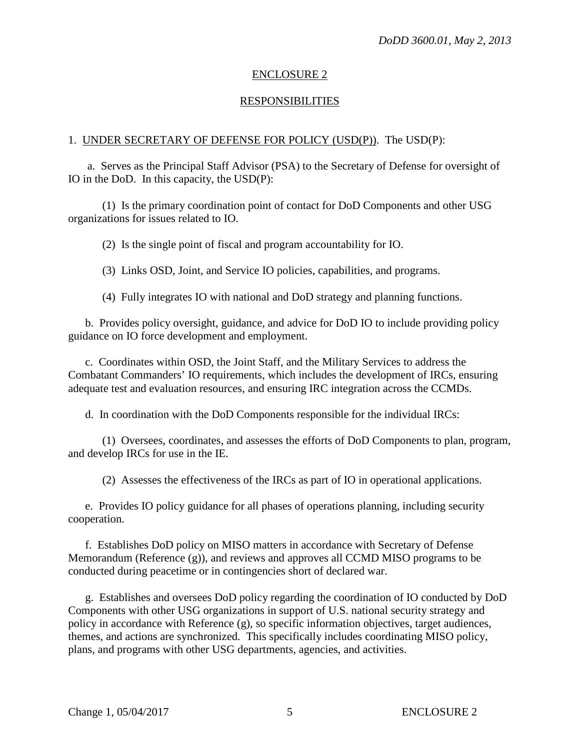## ENCLOSURE 2

## RESPONSIBILITIES

1. UNDER SECRETARY OF DEFENSE FOR POLICY (USD(P)). The USD(P):

a. Serves as the Principal Staff Advisor (PSA) to the Secretary of Defense for oversight of IO in the DoD. In this capacity, the USD(P):

(1) Is the primary coordination point of contact for DoD Components and other USG organizations for issues related to IO.

(2) Is the single point of fiscal and program accountability for IO.

(3) Links OSD, Joint, and Service IO policies, capabilities, and programs.

(4) Fully integrates IO with national and DoD strategy and planning functions.

b. Provides policy oversight, guidance, and advice for DoD IO to include providing policy guidance on IO force development and employment.

c. Coordinates within OSD, the Joint Staff, and the Military Services to address the Combatant Commanders' IO requirements, which includes the development of IRCs, ensuring adequate test and evaluation resources, and ensuring IRC integration across the CCMDs.

d. In coordination with the DoD Components responsible for the individual IRCs:

(1) Oversees, coordinates, and assesses the efforts of DoD Components to plan, program, and develop IRCs for use in the IE.

(2) Assesses the effectiveness of the IRCs as part of IO in operational applications.

e. Provides IO policy guidance for all phases of operations planning, including security cooperation.

f. Establishes DoD policy on MISO matters in accordance with Secretary of Defense Memorandum (Reference (g)), and reviews and approves all CCMD MISO programs to be conducted during peacetime or in contingencies short of declared war.

g. Establishes and oversees DoD policy regarding the coordination of IO conducted by DoD Components with other USG organizations in support of U.S. national security strategy and policy in accordance with Reference (g), so specific information objectives, target audiences, themes, and actions are synchronized. This specifically includes coordinating MISO policy, plans, and programs with other USG departments, agencies, and activities.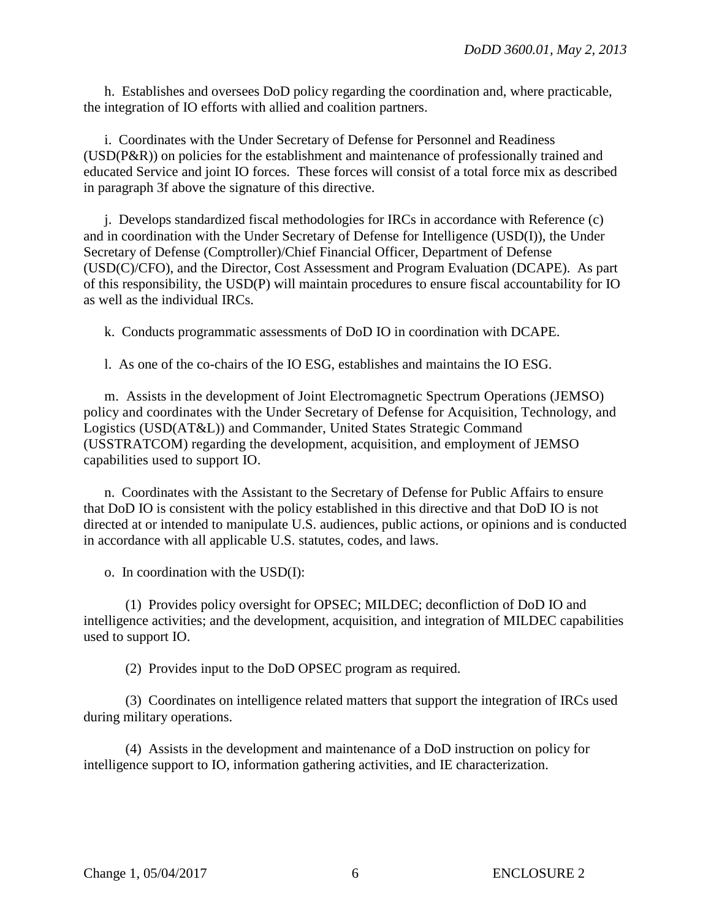h. Establishes and oversees DoD policy regarding the coordination and, where practicable, the integration of IO efforts with allied and coalition partners.

i. Coordinates with the Under Secretary of Defense for Personnel and Readiness (USD(P&R)) on policies for the establishment and maintenance of professionally trained and educated Service and joint IO forces. These forces will consist of a total force mix as described in paragraph 3f above the signature of this directive.

j. Develops standardized fiscal methodologies for IRCs in accordance with Reference (c) and in coordination with the Under Secretary of Defense for Intelligence (USD(I)), the Under Secretary of Defense (Comptroller)/Chief Financial Officer, Department of Defense (USD(C)/CFO), and the Director, Cost Assessment and Program Evaluation (DCAPE). As part of this responsibility, the USD(P) will maintain procedures to ensure fiscal accountability for IO as well as the individual IRCs.

k. Conducts programmatic assessments of DoD IO in coordination with DCAPE.

l. As one of the co-chairs of the IO ESG, establishes and maintains the IO ESG.

m. Assists in the development of Joint Electromagnetic Spectrum Operations (JEMSO) policy and coordinates with the Under Secretary of Defense for Acquisition, Technology, and Logistics (USD(AT&L)) and Commander, United States Strategic Command (USSTRATCOM) regarding the development, acquisition, and employment of JEMSO capabilities used to support IO.

n. Coordinates with the Assistant to the Secretary of Defense for Public Affairs to ensure that DoD IO is consistent with the policy established in this directive and that DoD IO is not directed at or intended to manipulate U.S. audiences, public actions, or opinions and is conducted in accordance with all applicable U.S. statutes, codes, and laws.

o. In coordination with the USD(I):

(1) Provides policy oversight for OPSEC; MILDEC; deconfliction of DoD IO and intelligence activities; and the development, acquisition, and integration of MILDEC capabilities used to support IO.

(2) Provides input to the DoD OPSEC program as required.

(3) Coordinates on intelligence related matters that support the integration of IRCs used during military operations.

(4) Assists in the development and maintenance of a DoD instruction on policy for intelligence support to IO, information gathering activities, and IE characterization.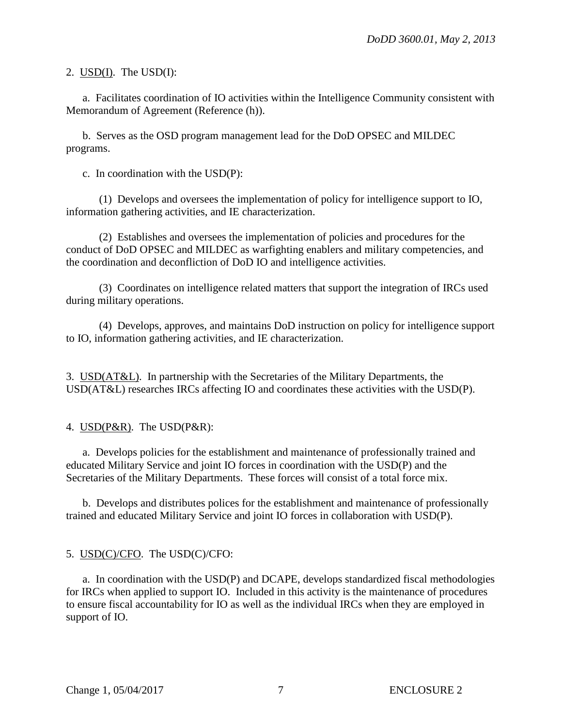2. <u>USD(I)</u>. The USD(I):

a. Facilitates coordination of IO activities within the Intelligence Community consistent with Memorandum of Agreement (Reference (h)).

b. Serves as the OSD program management lead for the DoD OPSEC and MILDEC programs.

c. In coordination with the USD(P):

(1) Develops and oversees the implementation of policy for intelligence support to IO, information gathering activities, and IE characterization.

(2) Establishes and oversees the implementation of policies and procedures for the conduct of DoD OPSEC and MILDEC as warfighting enablers and military competencies, and the coordination and deconfliction of DoD IO and intelligence activities.

(3) Coordinates on intelligence related matters that support the integration of IRCs used during military operations.

(4) Develops, approves, and maintains DoD instruction on policy for intelligence support to IO, information gathering activities, and IE characterization.

3. <u>USD(AT&L)</u>. In partnership with the Secretaries of the Military Departments, the USD(AT&L) researches IRCs affecting IO and coordinates these activities with the USD(P).

4. <u>USD(P&R)</u>. The USD(P&R):

a. Develops policies for the establishment and maintenance of professionally trained and educated Military Service and joint IO forces in coordination with the USD(P) and the Secretaries of the Military Departments. These forces will consist of a total force mix.

b. Develops and distributes polices for the establishment and maintenance of professionally trained and educated Military Service and joint IO forces in collaboration with USD(P).

5. <u>USD(C)/CFO</u>. The USD(C)/CFO:

a. In coordination with the USD(P) and DCAPE, develops standardized fiscal methodologies for IRCs when applied to support IO. Included in this activity is the maintenance of procedures to ensure fiscal accountability for IO as well as the individual IRCs when they are employed in support of IO.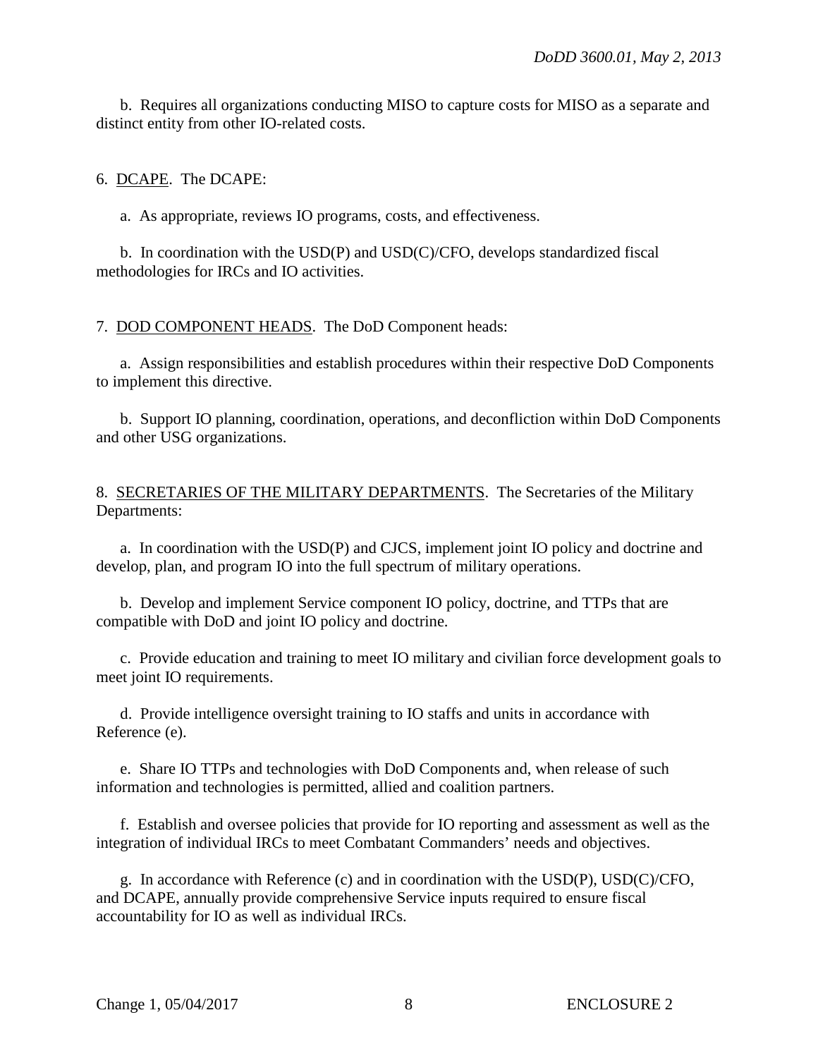b. Requires all organizations conducting MISO to capture costs for MISO as a separate and distinct entity from other IO-related costs.

6. DCAPE. The DCAPE:

a. As appropriate, reviews IO programs, costs, and effectiveness.

b. In coordination with the USD(P) and USD(C)/CFO, develops standardized fiscal methodologies for IRCs and IO activities.

7. DOD COMPONENT HEADS. The DoD Component heads:

a. Assign responsibilities and establish procedures within their respective DoD Components to implement this directive.

b. Support IO planning, coordination, operations, and deconfliction within DoD Components and other USG organizations.

8. SECRETARIES OF THE MILITARY DEPARTMENTS. The Secretaries of the Military Departments:

a. In coordination with the USD(P) and CJCS, implement joint IO policy and doctrine and develop, plan, and program IO into the full spectrum of military operations.

b. Develop and implement Service component IO policy, doctrine, and TTPs that are compatible with DoD and joint IO policy and doctrine.

c. Provide education and training to meet IO military and civilian force development goals to meet joint IO requirements.

d. Provide intelligence oversight training to IO staffs and units in accordance with Reference (e).

e. Share IO TTPs and technologies with DoD Components and, when release of such information and technologies is permitted, allied and coalition partners.

f. Establish and oversee policies that provide for IO reporting and assessment as well as the integration of individual IRCs to meet Combatant Commanders' needs and objectives.

g. In accordance with Reference (c) and in coordination with the USD(P), USD(C)/CFO, and DCAPE, annually provide comprehensive Service inputs required to ensure fiscal accountability for IO as well as individual IRCs.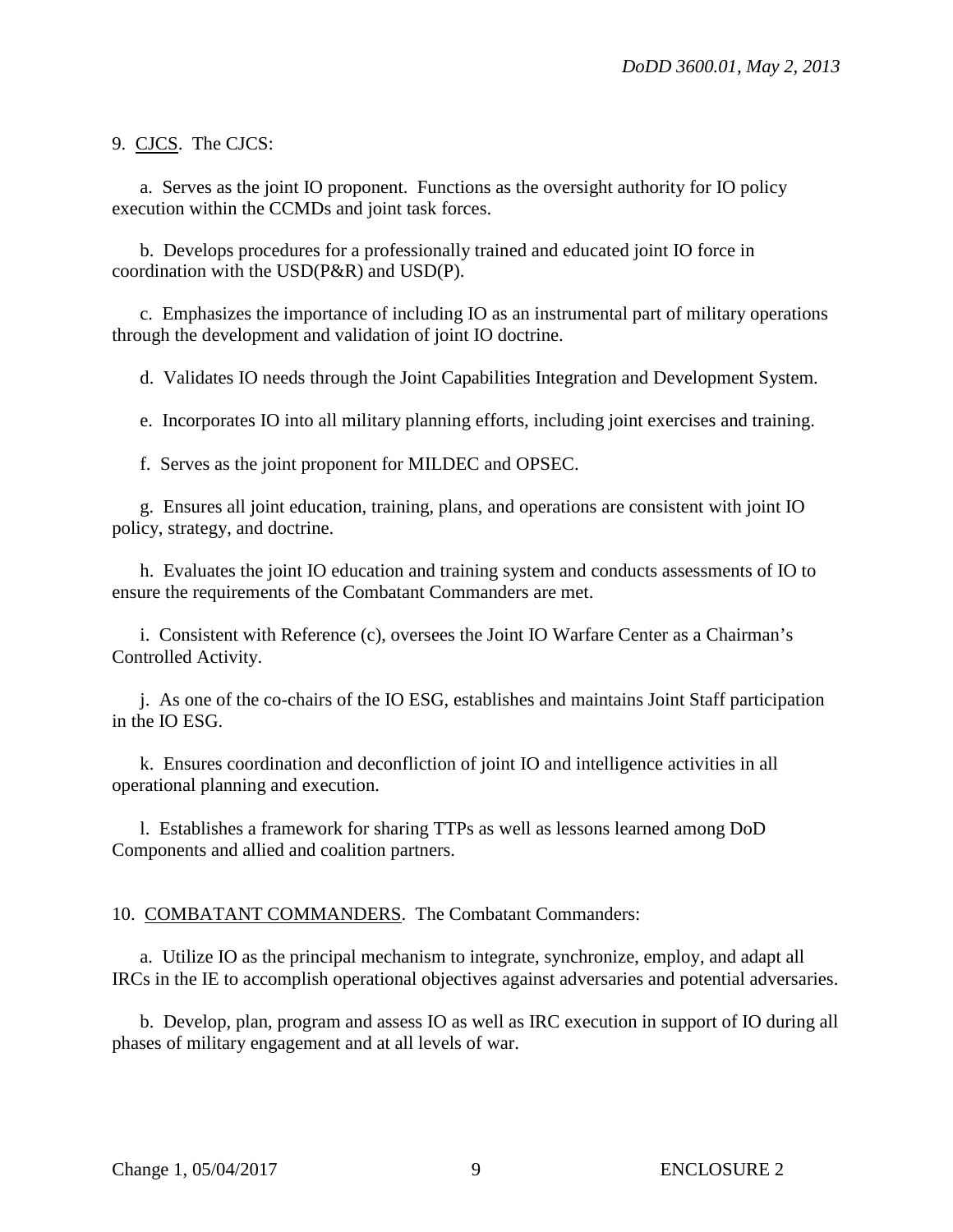9. CJCS. The CJCS:

a. Serves as the joint IO proponent. Functions as the oversight authority for IO policy execution within the CCMDs and joint task forces.

b. Develops procedures for a professionally trained and educated joint IO force in coordination with the USD(P&R) and USD(P).

c. Emphasizes the importance of including IO as an instrumental part of military operations through the development and validation of joint IO doctrine.

d. Validates IO needs through the Joint Capabilities Integration and Development System.

e. Incorporates IO into all military planning efforts, including joint exercises and training.

f. Serves as the joint proponent for MILDEC and OPSEC.

g. Ensures all joint education, training, plans, and operations are consistent with joint IO policy, strategy, and doctrine.

h. Evaluates the joint IO education and training system and conducts assessments of IO to ensure the requirements of the Combatant Commanders are met.

i. Consistent with Reference (c), oversees the Joint IO Warfare Center as a Chairman's Controlled Activity.

j. As one of the co-chairs of the IO ESG, establishes and maintains Joint Staff participation in the IO ESG.

k. Ensures coordination and deconfliction of joint IO and intelligence activities in all operational planning and execution.

l. Establishes a framework for sharing TTPs as well as lessons learned among DoD Components and allied and coalition partners.

10. COMBATANT COMMANDERS. The Combatant Commanders:

a. Utilize IO as the principal mechanism to integrate, synchronize, employ, and adapt all IRCs in the IE to accomplish operational objectives against adversaries and potential adversaries.

b. Develop, plan, program and assess IO as well as IRC execution in support of IO during all phases of military engagement and at all levels of war.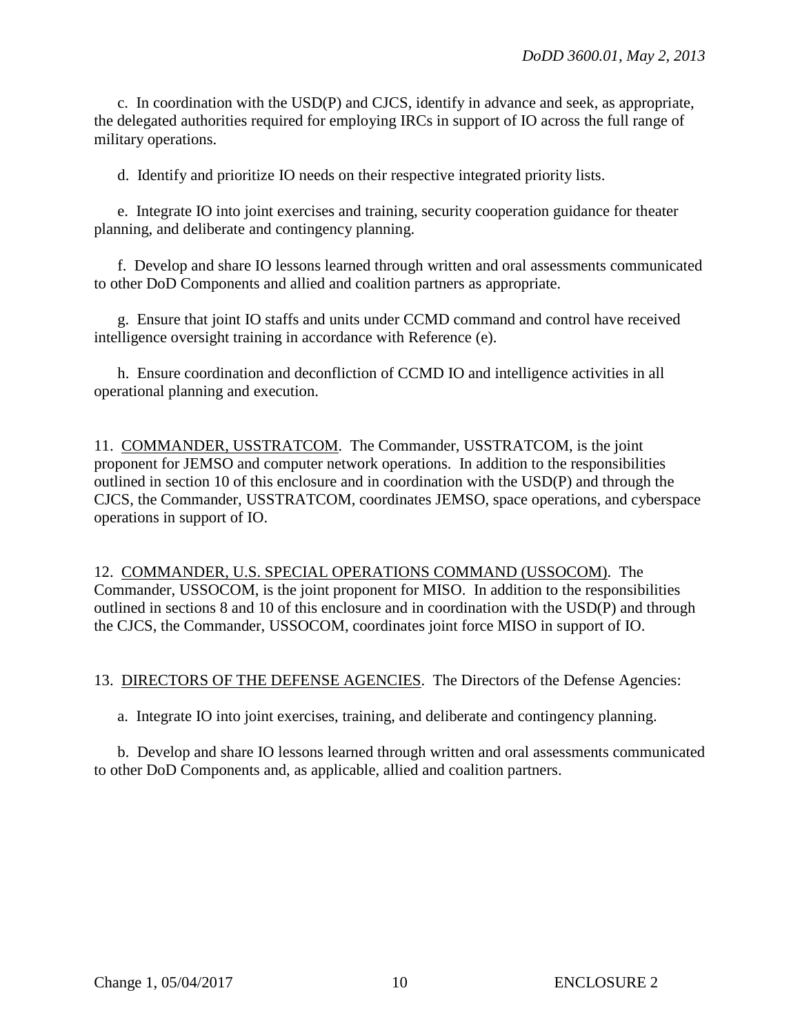c. In coordination with the USD(P) and CJCS, identify in advance and seek, as appropriate, the delegated authorities required for employing IRCs in support of IO across the full range of military operations.

d. Identify and prioritize IO needs on their respective integrated priority lists.

e. Integrate IO into joint exercises and training, security cooperation guidance for theater planning, and deliberate and contingency planning.

f. Develop and share IO lessons learned through written and oral assessments communicated to other DoD Components and allied and coalition partners as appropriate.

g. Ensure that joint IO staffs and units under CCMD command and control have received intelligence oversight training in accordance with Reference (e).

h. Ensure coordination and deconfliction of CCMD IO and intelligence activities in all operational planning and execution.

11. <u>COMMANDER, USSTRATCOM</u>. The Commander, USSTRATCOM, is the joint proponent for JEMSO and computer network operations. In addition to the responsibilities outlined in section 10 of this enclosure and in coordination with the USD(P) and through the CJCS, the Commander, USSTRATCOM, coordinates JEMSO, space operations, and cyberspace operations in support of IO.

12. <u>COMMANDER, U.S. SPECIAL OPERATIONS COMMAND (USSOCOM)</u>. The Commander, USSOCOM, is the joint proponent for MISO. In addition to the responsibilities outlined in sections 8 and 10 of this enclosure and in coordination with the USD(P) and through the CJCS, the Commander, USSOCOM, coordinates joint force MISO in support of IO.

13. <u>DIRECTORS OF THE DEFENSE AGENCIES</u>. The Directors of the Defense Agencies:

a. Integrate IO into joint exercises, training, and deliberate and contingency planning.

b. Develop and share IO lessons learned through written and oral assessments communicated to other DoD Components and, as applicable, allied and coalition partners.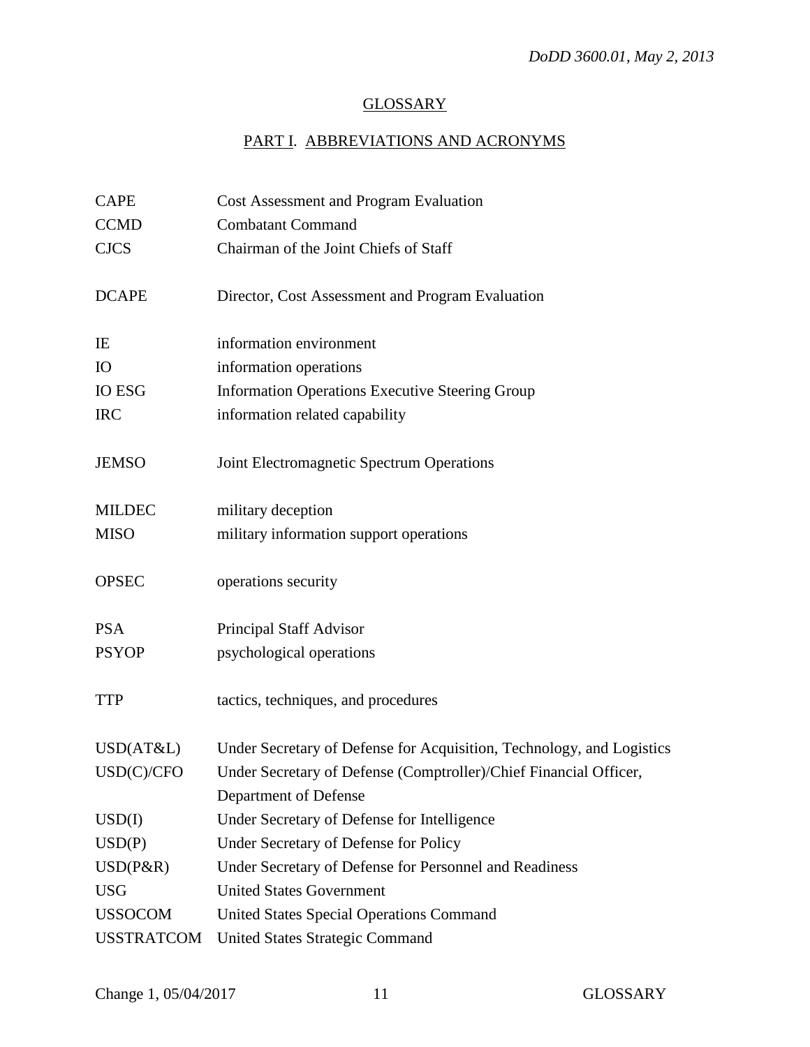## GLOSSARY

### PART I. ABBREVIATIONS AND ACRONYMS

| | |
|---|---|
| CAPE | Cost Assessment and Program Evaluation |
| CCMD | Combatant Command |
| CJCS | Chairman of the Joint Chiefs of Staff |
| DCAPE | Director, Cost Assessment and Program Evaluation |
| IE | information environment |
| IO | information operations |
| IO ESG | Information Operations Executive Steering Group |
| IRC | information related capability |
| JEMSO | Joint Electromagnetic Spectrum Operations |
| MILDEC | military deception |
| MISO | military information support operations |
| OPSEC | operations security |
| PSA | Principal Staff Advisor |
| PSYOP | psychological operations |
| TTP | tactics, techniques, and procedures |
| USD(AT&L) | Under Secretary of Defense for Acquisition, Technology, and Logistics |
| USD(C)/CFO | Under Secretary of Defense (Comptroller)/Chief Financial Officer, Department of Defense |
| USD(I) | Under Secretary of Defense for Intelligence |
| USD(P) | Under Secretary of Defense for Policy |
| USD(P&R) | Under Secretary of Defense for Personnel and Readiness |
| USG | United States Government |
| USSOCOM | United States Special Operations Command |
| USSTRATCOM | United States Strategic Command |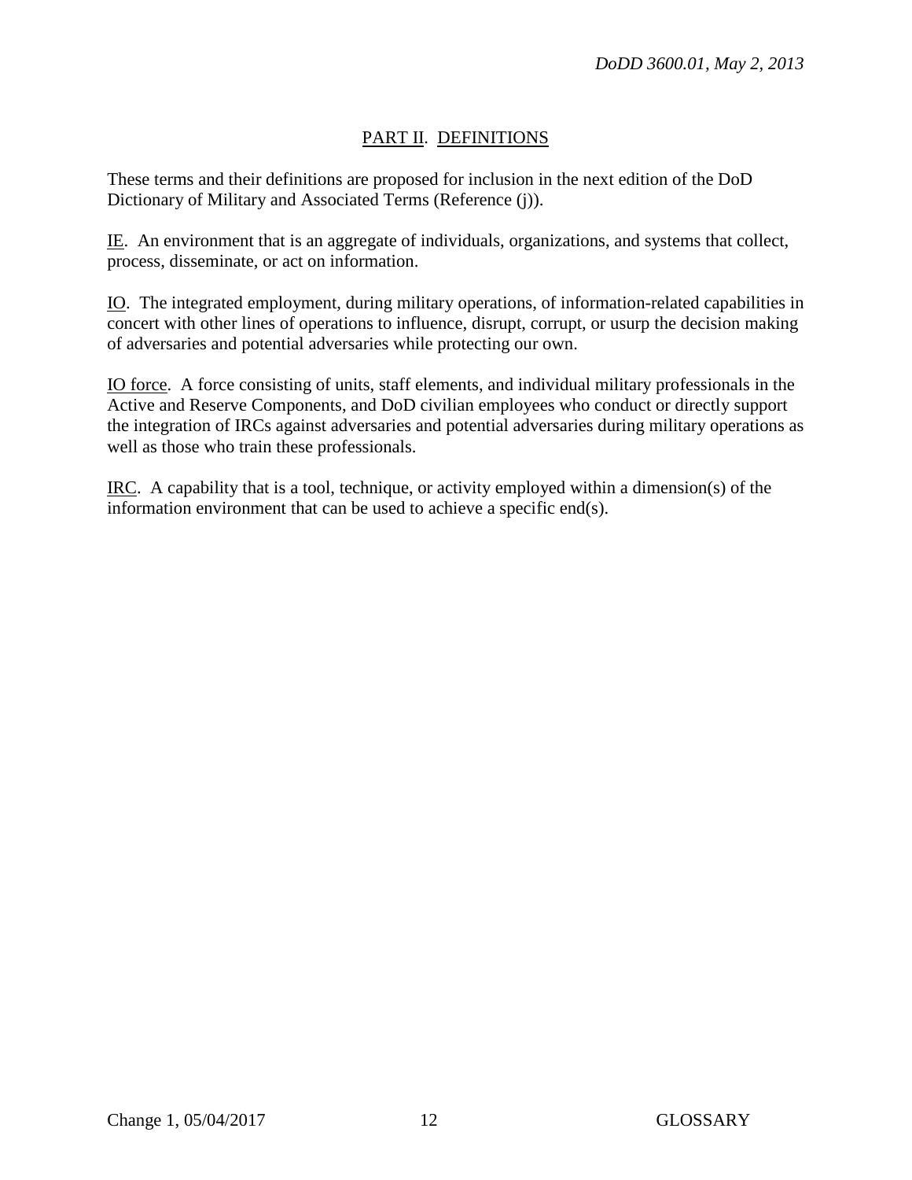## PART II. DEFINITIONS

These terms and their definitions are proposed for inclusion in the next edition of the DoD Dictionary of Military and Associated Terms (Reference (j)).

IE. An environment that is an aggregate of individuals, organizations, and systems that collect, process, disseminate, or act on information.

IO. The integrated employment, during military operations, of information-related capabilities in concert with other lines of operations to influence, disrupt, corrupt, or usurp the decision making of adversaries and potential adversaries while protecting our own.

IO force. A force consisting of units, staff elements, and individual military professionals in the Active and Reserve Components, and DoD civilian employees who conduct or directly support the integration of IRCs against adversaries and potential adversaries during military operations as well as those who train these professionals.

IRC. A capability that is a tool, technique, or activity employed within a dimension(s) of the information environment that can be used to achieve a specific end(s).